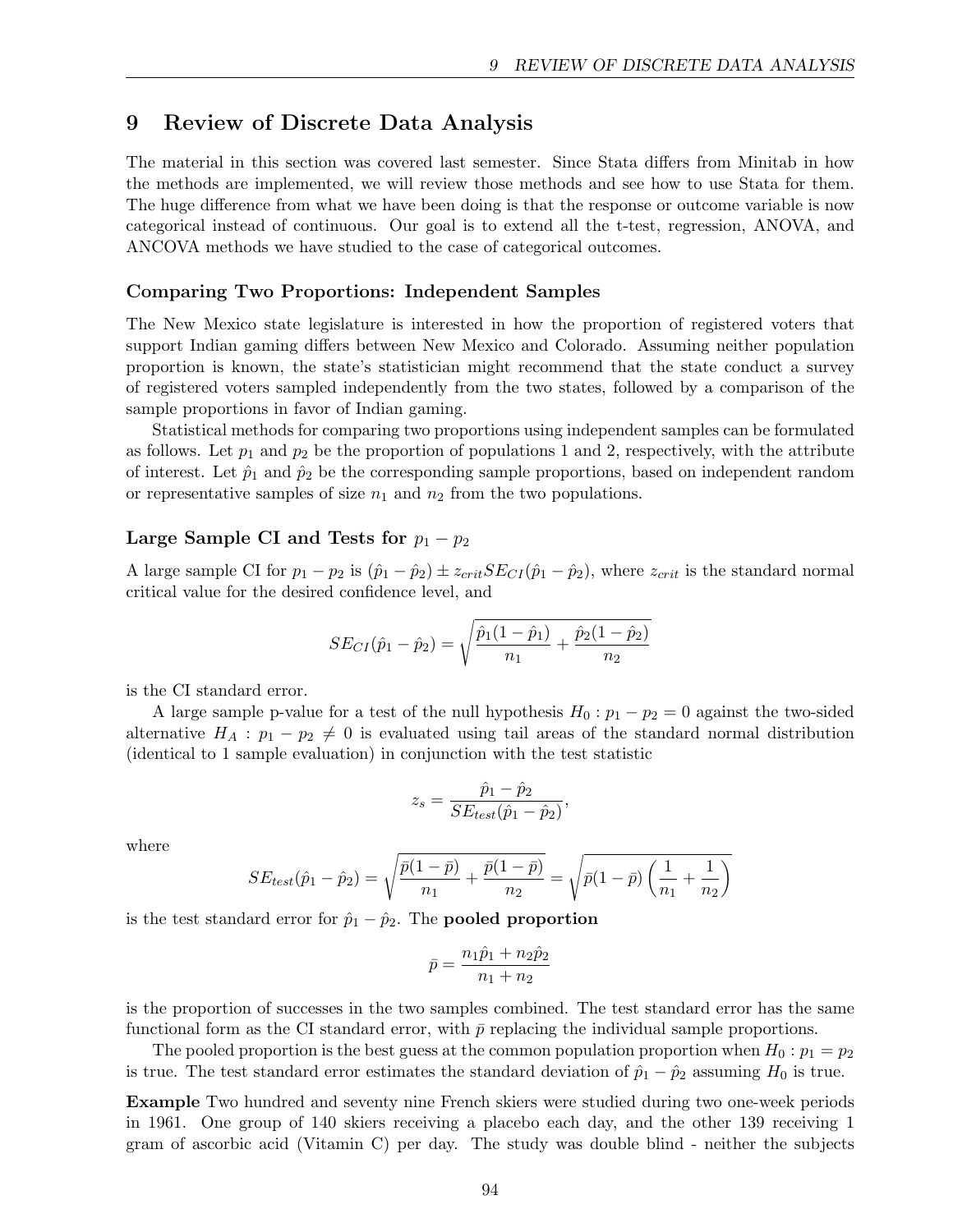# 9 Review of Discrete Data Analysis

The material in this section was covered last semester. Since Stata differs from Minitab in how the methods are implemented, we will review those methods and see how to use Stata for them. The huge difference from what we have been doing is that the response or outcome variable is now categorical instead of continuous. Our goal is to extend all the t-test, regression, ANOVA, and ANCOVA methods we have studied to the case of categorical outcomes.

### Comparing Two Proportions: Independent Samples

The New Mexico state legislature is interested in how the proportion of registered voters that support Indian gaming differs between New Mexico and Colorado. Assuming neither population proportion is known, the state's statistician might recommend that the state conduct a survey of registered voters sampled independently from the two states, followed by a comparison of the sample proportions in favor of Indian gaming.

Statistical methods for comparing two proportions using independent samples can be formulated as follows. Let $p_1$ and $p_2$ be the proportion of populations 1 and 2, respectively, with the attribute of interest. Let $\hat{p}_1$ and $\hat{p}_2$ be the corresponding sample proportions, based on independent random or representative samples of size $n_1$ and $n_2$ from the two populations.

### Large Sample CI and Tests for $p_1 - p_2$

A large sample CI for $p_1 - p_2$ is $(\hat{p}_1 - \hat{p}_2) \pm z_{crit} SE_{CI}(\hat{p}_1 - \hat{p}_2)$, where $z_{crit}$ is the standard normal critical value for the desired confidence level, and

$$SE_{CI}(\hat{p}_1 - \hat{p}_2) = \sqrt{\frac{\hat{p}_1(1-\hat{p}_1)}{n_1} + \frac{\hat{p}_2(1-\hat{p}_2)}{n_2}}$$

is the CI standard error.

A large sample p-value for a test of the null hypothesis $H_0 : p_1 - p_2 = 0$ against the two-sided alternative $H_A : p_1 - p_2 \neq 0$ is evaluated using tail areas of the standard normal distribution (identical to 1 sample evaluation) in conjunction with the test statistic

$$z_s = \frac{\hat{p}_1 - \hat{p}_2}{SE_{test}(\hat{p}_1 - \hat{p}_2)},$$

where

$$SE_{test}(\hat{p}_1 - \hat{p}_2) = \sqrt{\frac{\bar{p}(1-\bar{p})}{n_1} + \frac{\bar{p}(1-\bar{p})}{n_2}} = \sqrt{\bar{p}(1-\bar{p})\left(\frac{1}{n_1} + \frac{1}{n_2}\right)}$$

is the test standard error for $\hat{p}_1 - \hat{p}_2$. The **pooled proportion**

$$\bar{p} = \frac{n_1\hat{p}_1 + n_2\hat{p}_2}{n_1 + n_2}$$

is the proportion of successes in the two samples combined. The test standard error has the same functional form as the CI standard error, with $\bar{p}$ replacing the individual sample proportions.

The pooled proportion is the best guess at the common population proportion when $H_0 : p_1 = p_2$ is true. The test standard error estimates the standard deviation of $\hat{p}_1 - \hat{p}_2$ assuming $H_0$ is true.

**Example** Two hundred and seventy nine French skiers were studied during two one-week periods in 1961. One group of 140 skiers receiving a placebo each day, and the other 139 receiving 1 gram of ascorbic acid (Vitamin C) per day. The study was double blind - neither the subjects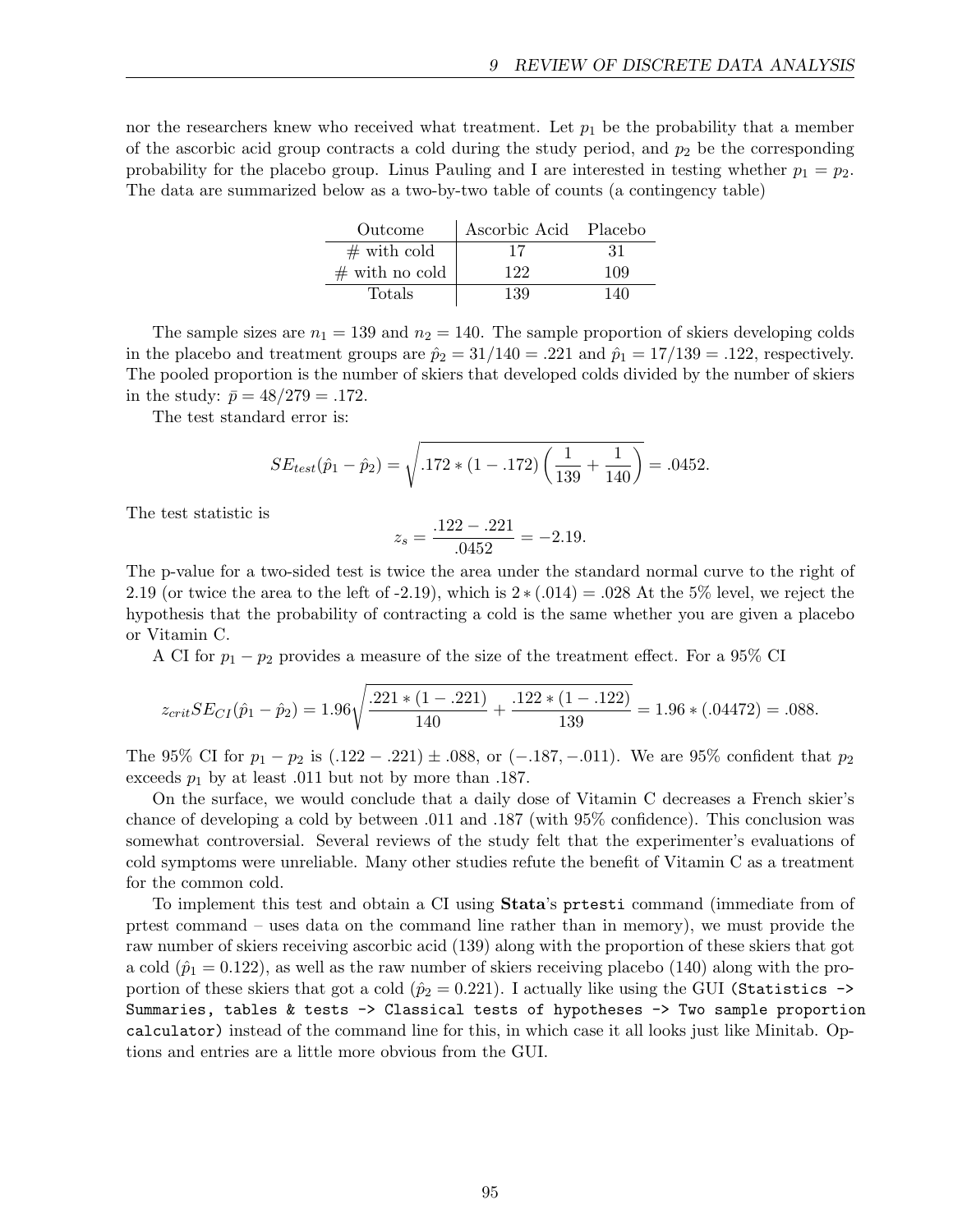nor the researchers knew who received what treatment. Let $p_1$ be the probability that a member of the ascorbic acid group contracts a cold during the study period, and $p_2$ be the corresponding probability for the placebo group. Linus Pauling and I are interested in testing whether $p_1 = p_2$. The data are summarized below as a two-by-two table of counts (a contingency table)

| Outcome | Ascorbic Acid | Placebo |
|---|---|---|
| # with cold | 17 | 31 |
| # with no cold | 122 | 109 |
| Totals | 139 | 140 |

The sample sizes are $n_1 = 139$ and $n_2 = 140$. The sample proportion of skiers developing colds in the placebo and treatment groups are $\hat{p}_2 = 31/140 = .221$ and $\hat{p}_1 = 17/139 = .122$, respectively. The pooled proportion is the number of skiers that developed colds divided by the number of skiers in the study: $\bar{p} = 48/279 = .172$.

The test standard error is:

$$SE_{test}(\hat{p}_1 - \hat{p}_2) = \sqrt{.172 * (1 - .172)\left(\frac{1}{139} + \frac{1}{140}\right)} = .0452.$$

The test statistic is

$$z_s = \frac{.122 - .221}{.0452} = -2.19.$$

The p-value for a two-sided test is twice the area under the standard normal curve to the right of 2.19 (or twice the area to the left of -2.19), which is $2 * (.014) = .028$ At the 5% level, we reject the hypothesis that the probability of contracting a cold is the same whether you are given a placebo or Vitamin C.

A CI for $p_1 - p_2$ provides a measure of the size of the treatment effect. For a 95% CI

$$z_{crit} SE_{CI}(\hat{p}_1 - \hat{p}_2) = 1.96\sqrt{\frac{.221 * (1 - .221)}{140} + \frac{.122 * (1 - .122)}{139}} = 1.96 * (.04472) = .088.$$

The 95% CI for $p_1 - p_2$ is $(.122 - .221) \pm .088$, or $(-.187, -.011)$. We are 95% confident that $p_2$ exceeds $p_1$ by at least .011 but not by more than .187.

On the surface, we would conclude that a daily dose of Vitamin C decreases a French skier's chance of developing a cold by between .011 and .187 (with 95% confidence). This conclusion was somewhat controversial. Several reviews of the study felt that the experimenter's evaluations of cold symptoms were unreliable. Many other studies refute the benefit of Vitamin C as a treatment for the common cold.

To implement this test and obtain a CI using **Stata**'s `prtesti` command (immediate from of prtest command – uses data on the command line rather than in memory), we must provide the raw number of skiers receiving ascorbic acid (139) along with the proportion of these skiers that got a cold ($\hat{p}_1 = 0.122$), as well as the raw number of skiers receiving placebo (140) along with the proportion of these skiers that got a cold ($\hat{p}_2 = 0.221$). I actually like using the GUI `(Statistics -> Summaries, tables & tests -> Classical tests of hypotheses -> Two sample proportion calculator)` instead of the command line for this, in which case it all looks just like Minitab. Options and entries are a little more obvious from the GUI.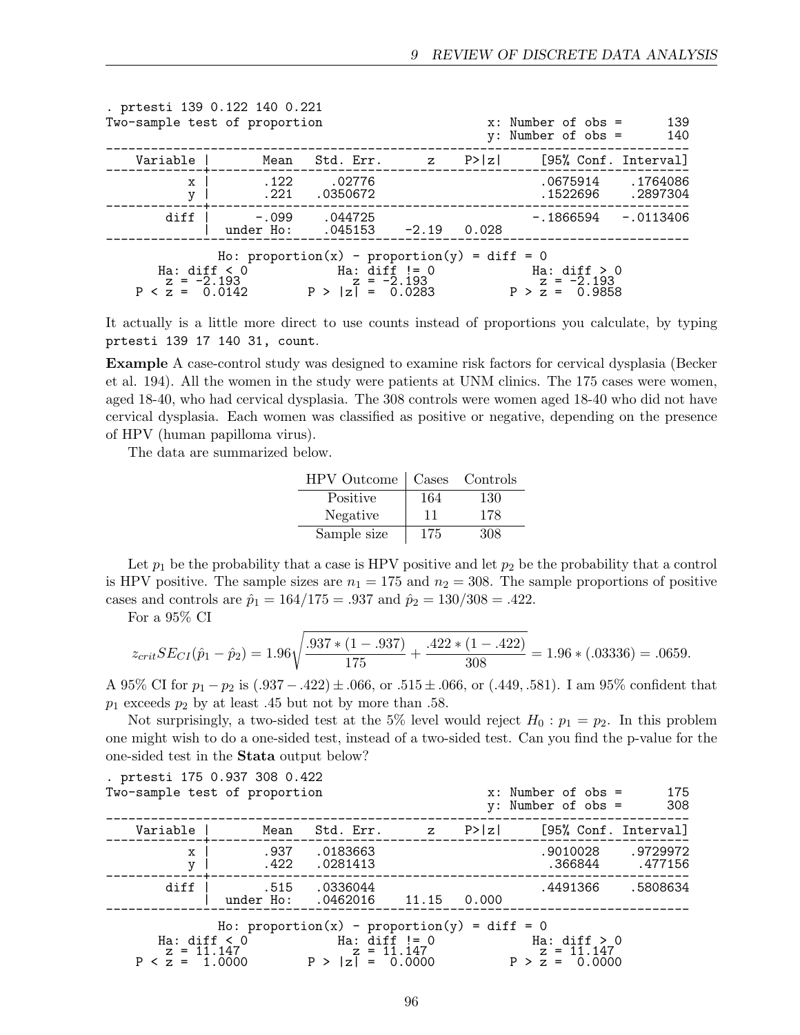```
. prtesti 139 0.122 140 0.221
Two-sample test of proportion                     x: Number of obs =       139
                                                  y: Number of obs =       140
------------------------------------------------------------------------------
    Variable |       Mean   Std. Err.      z    P>|z|     [95% Conf. Interval]
-------------+----------------------------------------------------------------
           x |       .122     .02776                       .0675914    .1764086
           y |       .221   .0350672                       .1522696    .2897304
-------------+----------------------------------------------------------------
        diff |      -.099    .044725                      -.1866594   -.0113406
             |  under Ho:    .045153   -2.19   0.028
------------------------------------------------------------------------------
              Ho: proportion(x) - proportion(y) = diff = 0
     Ha: diff < 0              Ha: diff != 0              Ha: diff > 0
      z = -2.193                 z = -2.193                 z = -2.193
  P < z =  0.0142          P > |z| =  0.0283           P > z =  0.9858
```

It actually is a little more direct to use counts instead of proportions you calculate, by typing `prtesti 139 17 140 31, count`.

**Example** A case-control study was designed to examine risk factors for cervical dysplasia (Becker et al. 194). All the women in the study were patients at UNM clinics. The 175 cases were women, aged 18-40, who had cervical dysplasia. The 308 controls were women aged 18-40 who did not have cervical dysplasia. Each women was classified as positive or negative, depending on the presence of HPV (human papilloma virus).

The data are summarized below.

| HPV Outcome | Cases | Controls |
|---|---|---|
| Positive | 164 | 130 |
| Negative | 11 | 178 |
| Sample size | 175 | 308 |

Let $p_1$ be the probability that a case is HPV positive and let $p_2$ be the probability that a control is HPV positive. The sample sizes are $n_1 = 175$ and $n_2 = 308$. The sample proportions of positive cases and controls are $\hat{p}_1 = 164/175 = .937$ and $\hat{p}_2 = 130/308 = .422$.

For a 95% CI

$$z_{crit}SE_{CI}(\hat{p}_1 - \hat{p}_2) = 1.96\sqrt{\frac{.937 * (1 - .937)}{175} + \frac{.422 * (1 - .422)}{308}} = 1.96 * (.03336) = .0659.$$

A 95% CI for $p_1 - p_2$ is $(.937 - .422) \pm .066$, or $.515 \pm .066$, or $(.449, .581)$. I am 95% confident that $p_1$ exceeds $p_2$ by at least .45 but not by more than .58.

Not surprisingly, a two-sided test at the 5% level would reject $H_0 : p_1 = p_2$. In this problem one might wish to do a one-sided test, instead of a two-sided test. Can you find the p-value for the one-sided test in the **Stata** output below?

```
. prtesti 175 0.937 308 0.422
Two-sample test of proportion                     x: Number of obs =       175
                                                  y: Number of obs =       308
------------------------------------------------------------------------------
    Variable |       Mean   Std. Err.      z    P>|z|     [95% Conf. Interval]
-------------+----------------------------------------------------------------
           x |       .937   .0183663                       .9010028    .9729972
           y |       .422   .0281413                        .366844     .477156
-------------+----------------------------------------------------------------
        diff |       .515   .0336044                       .4491366    .5808634
             |  under Ho:   .0462016   11.15   0.000
------------------------------------------------------------------------------
              Ho: proportion(x) - proportion(y) = diff = 0
     Ha: diff < 0              Ha: diff != 0              Ha: diff > 0
      z = 11.147                 z = 11.147                 z = 11.147
  P < z =  1.0000          P > |z| =  0.0000           P > z =  0.0000
```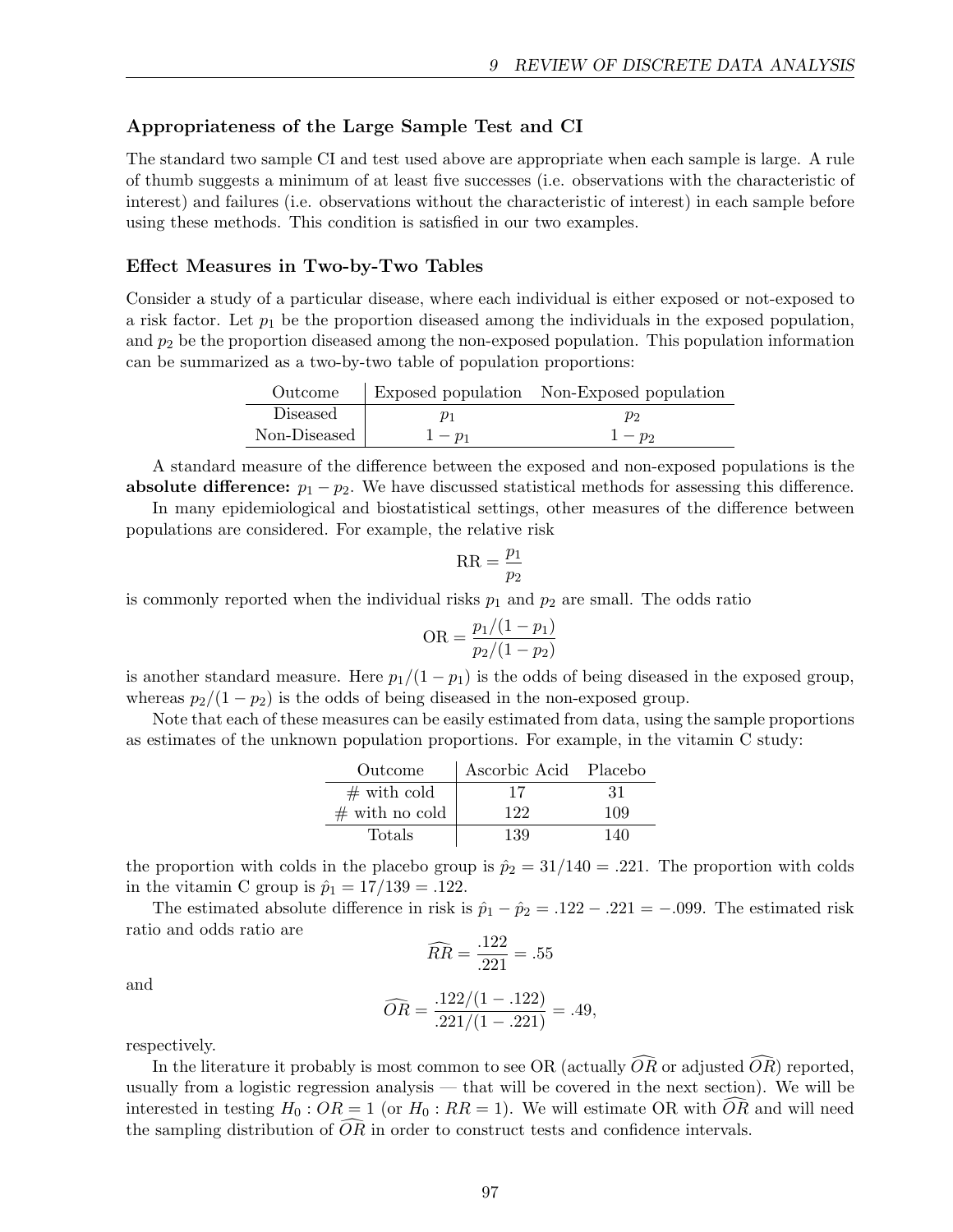### Appropriateness of the Large Sample Test and CI

The standard two sample CI and test used above are appropriate when each sample is large. A rule of thumb suggests a minimum of at least five successes (i.e. observations with the characteristic of interest) and failures (i.e. observations without the characteristic of interest) in each sample before using these methods. This condition is satisfied in our two examples.

### Effect Measures in Two-by-Two Tables

Consider a study of a particular disease, where each individual is either exposed or not-exposed to a risk factor. Let $p_1$ be the proportion diseased among the individuals in the exposed population, and $p_2$ be the proportion diseased among the non-exposed population. This population information can be summarized as a two-by-two table of population proportions:

| Outcome | Exposed population | Non-Exposed population |
|---|---|---|
| Diseased | $p_1$ | $p_2$ |
| Non-Diseased | $1 - p_1$ | $1 - p_2$ |

A standard measure of the difference between the exposed and non-exposed populations is the **absolute difference:** $p_1 - p_2$. We have discussed statistical methods for assessing this difference.

In many epidemiological and biostatistical settings, other measures of the difference between populations are considered. For example, the relative risk

$$\text{RR} = \frac{p_1}{p_2}$$

is commonly reported when the individual risks $p_1$ and $p_2$ are small. The odds ratio

$$\text{OR} = \frac{p_1/(1-p_1)}{p_2/(1-p_2)}$$

is another standard measure. Here $p_1/(1-p_1)$ is the odds of being diseased in the exposed group, whereas $p_2/(1-p_2)$ is the odds of being diseased in the non-exposed group.

Note that each of these measures can be easily estimated from data, using the sample proportions as estimates of the unknown population proportions. For example, in the vitamin C study:

| Outcome | Ascorbic Acid | Placebo |
|---|---|---|
| # with cold | 17 | 31 |
| # with no cold | 122 | 109 |
| Totals | 139 | 140 |

the proportion with colds in the placebo group is $\hat{p}_2 = 31/140 = .221$. The proportion with colds in the vitamin C group is $\hat{p}_1 = 17/139 = .122$.

The estimated absolute difference in risk is $\hat{p}_1 - \hat{p}_2 = .122 - .221 = -.099$. The estimated risk ratio and odds ratio are

$$\widehat{RR} = \frac{.122}{.221} = .55$$

and

$$\widehat{OR} = \frac{.122/(1-.122)}{.221/(1-.221)} = .49,$$

respectively.

In the literature it probably is most common to see OR (actually $\widehat{OR}$ or adjusted $\widehat{OR}$) reported, usually from a logistic regression analysis — that will be covered in the next section). We will be interested in testing $H_0 : OR = 1$ (or $H_0 : RR = 1$). We will estimate OR with $\widehat{OR}$ and will need the sampling distribution of $\widehat{OR}$ in order to construct tests and confidence intervals.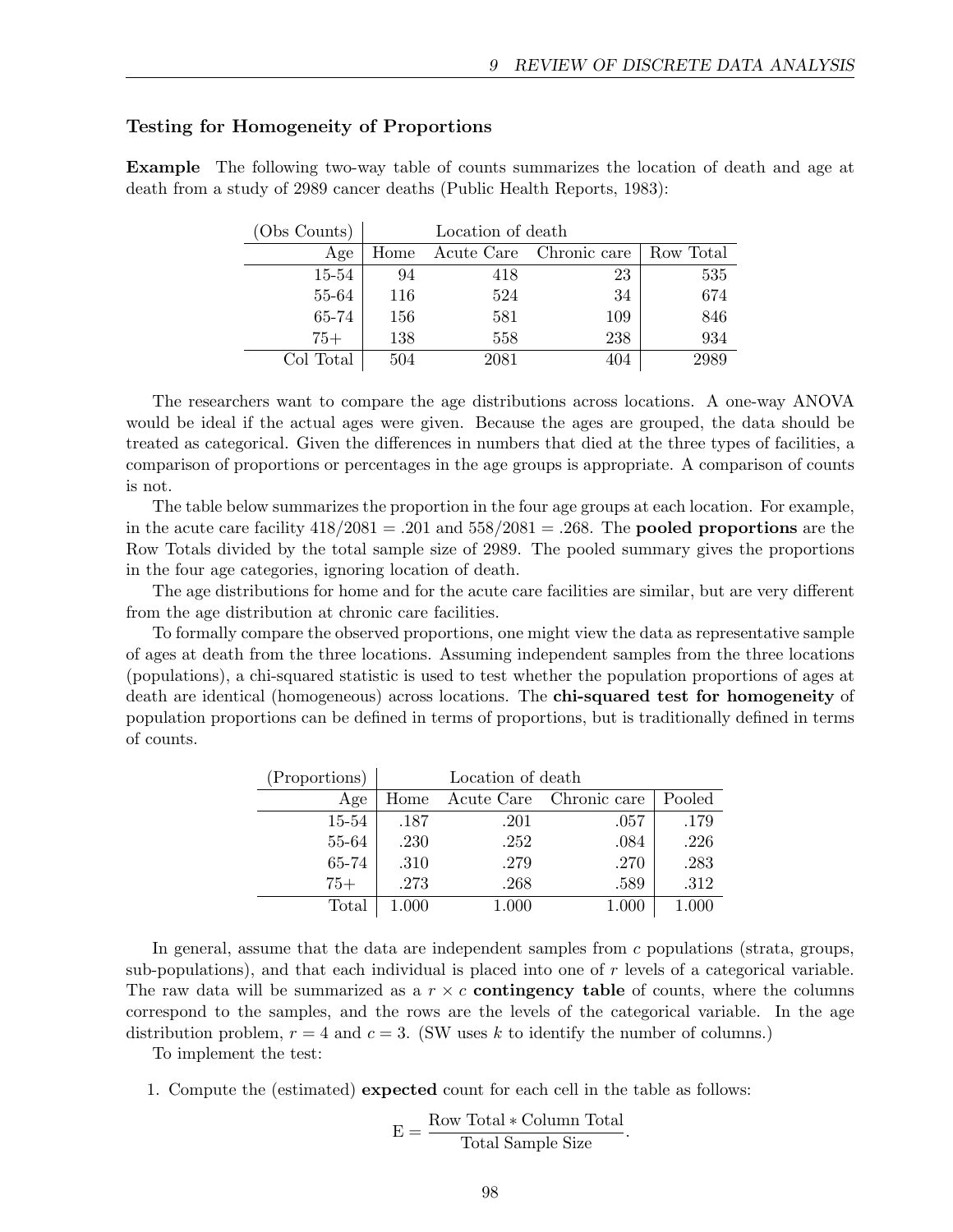### Testing for Homogeneity of Proportions

**Example** The following two-way table of counts summarizes the location of death and age at death from a study of 2989 cancer deaths (Public Health Reports, 1983):

| (Obs Counts) | Location of death | | | |
|---|---|---|---|---|
| Age | Home | Acute Care | Chronic care | Row Total |
| 15-54 | 94 | 418 | 23 | 535 |
| 55-64 | 116 | 524 | 34 | 674 |
| 65-74 | 156 | 581 | 109 | 846 |
| 75+ | 138 | 558 | 238 | 934 |
| Col Total | 504 | 2081 | 404 | 2989 |

The researchers want to compare the age distributions across locations. A one-way ANOVA would be ideal if the actual ages were given. Because the ages are grouped, the data should be treated as categorical. Given the differences in numbers that died at the three types of facilities, a comparison of proportions or percentages in the age groups is appropriate. A comparison of counts is not.

The table below summarizes the proportion in the four age groups at each location. For example, in the acute care facility $418/2081 = .201$ and $558/2081 = .268$. The **pooled proportions** are the Row Totals divided by the total sample size of 2989. The pooled summary gives the proportions in the four age categories, ignoring location of death.

The age distributions for home and for the acute care facilities are similar, but are very different from the age distribution at chronic care facilities.

To formally compare the observed proportions, one might view the data as representative sample of ages at death from the three locations. Assuming independent samples from the three locations (populations), a chi-squared statistic is used to test whether the population proportions of ages at death are identical (homogeneous) across locations. The **chi-squared test for homogeneity** of population proportions can be defined in terms of proportions, but is traditionally defined in terms of counts.

| (Proportions) | Location of death | | | |
|---|---|---|---|---|
| Age | Home | Acute Care | Chronic care | Pooled |
| 15-54 | .187 | .201 | .057 | .179 |
| 55-64 | .230 | .252 | .084 | .226 |
| 65-74 | .310 | .279 | .270 | .283 |
| 75+ | .273 | .268 | .589 | .312 |
| Total | 1.000 | 1.000 | 1.000 | 1.000 |

In general, assume that the data are independent samples from $c$ populations (strata, groups, sub-populations), and that each individual is placed into one of $r$ levels of a categorical variable. The raw data will be summarized as a $r \times c$ **contingency table** of counts, where the columns correspond to the samples, and the rows are the levels of the categorical variable. In the age distribution problem, $r = 4$ and $c = 3$. (SW uses $k$ to identify the number of columns.)

To implement the test:

1. Compute the (estimated) **expected** count for each cell in the table as follows:

$$\text{E} = \frac{\text{Row Total} * \text{Column Total}}{\text{Total Sample Size}}.$$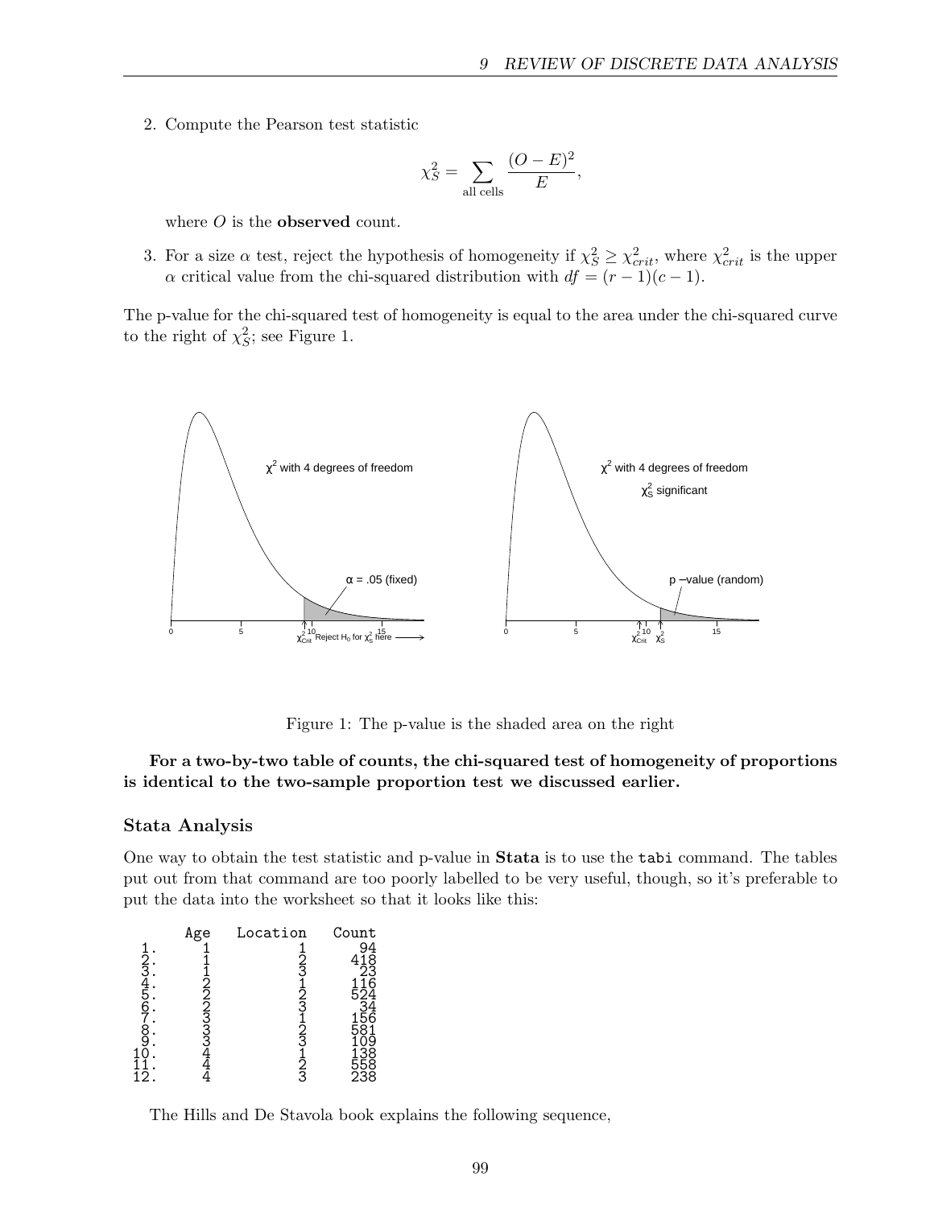2. Compute the Pearson test statistic

$$\chi_S^2 = \sum_{\text{all cells}} \frac{(O-E)^2}{E},$$

where $O$ is the **observed** count.

3. For a size $\alpha$ test, reject the hypothesis of homogeneity if $\chi_S^2 \geq \chi_{crit}^2$, where $\chi_{crit}^2$ is the upper $\alpha$ critical value from the chi-squared distribution with $df = (r-1)(c-1)$.

The p-value for the chi-squared test of homogeneity is equal to the area under the chi-squared curve to the right of $\chi_S^2$; see Figure 1.

$\chi^2$ with 4 degrees of freedom

$\alpha$ = .05 (fixed)

0 5 10 15

$\chi^2_{Crit}$ Reject $H_0$ for $\chi^2_S$ here

$\chi^2$ with 4 degrees of freedom

$\chi^2_S$ significant

p –value (random)

0 5 10 15

$\chi^2_{Crit}$ $\chi^2_S$

Figure 1: The p-value is the shaded area on the right

**For a two-by-two table of counts, the chi-squared test of homogeneity of proportions is identical to the two-sample proportion test we discussed earlier.**

### Stata Analysis

One way to obtain the test statistic and p-value in **Stata** is to use the `tabi` command. The tables put out from that command are too poorly labelled to be very useful, though, so it's preferable to put the data into the worksheet so that it looks like this:

```
       Age   Location   Count
  1.     1          1      94
  2.     1          2     418
  3.     1          3      23
  4.     2          1     116
  5.     2          2     524
  6.     2          3      34
  7.     3          1     156
  8.     3          2     581
  9.     3          3     109
 10.     4          1     138
 11.     4          2     558
 12.     4          3     238
```

The Hills and De Stavola book explains the following sequence,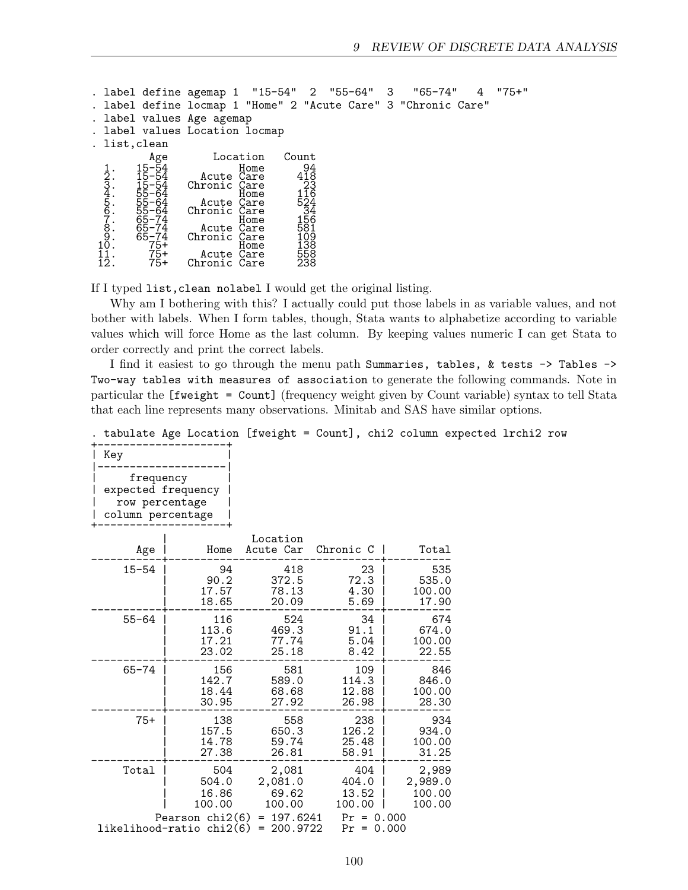```
. label define agemap 1  "15-54"  2  "55-64"  3   "65-74"   4  "75+"
. label define locmap 1 "Home" 2 "Acute Care" 3 "Chronic Care"
. label values Age agemap
. label values Location locmap
. list,clean
         Age        Location   Count
  1.   15-54            Home      94
  2.   15-54      Acute Care     418
  3.   15-54    Chronic Care      23
  4.   55-64            Home     116
  5.   55-64      Acute Care     524
  6.   55-64    Chronic Care      34
  7.   65-74            Home     156
  8.   65-74      Acute Care     581
  9.   65-74    Chronic Care     109
 10.     75+            Home     138
 11.     75+      Acute Care     558
 12.     75+    Chronic Care     238
```

If I typed `list,clean nolabel` I would get the original listing.

Why am I bothering with this? I actually could put those labels in as variable values, and not bother with labels. When I form tables, though, Stata wants to alphabetize according to variable values which will force Home as the last column. By keeping values numeric I can get Stata to order correctly and print the correct labels.

I find it easiest to go through the menu path `Summaries, tables, & tests -> Tables -> Two-way tables with measures of association` to generate the following commands. Note in particular the `[fweight = Count]` (frequency weight given by Count variable) syntax to tell Stata that each line represents many observations. Minitab and SAS have similar options.

```
. tabulate Age Location [fweight = Count], chi2 column expected lrchi2 row
+--------------------+
| Key                |
|--------------------|
|     frequency      |
| expected frequency |
|   row percentage   |
| column percentage  |
+--------------------+

           |              Location
       Age |      Home  Acute Car  Chronic C |     Total
-----------+---------------------------------+----------
     15-54 |        94        418         23 |       535
           |      90.2      372.5       72.3 |     535.0
           |     17.57      78.13       4.30 |    100.00
           |     18.65      20.09       5.69 |     17.90
-----------+---------------------------------+----------
     55-64 |       116        524         34 |       674
           |     113.6      469.3       91.1 |     674.0
           |     17.21      77.74       5.04 |    100.00
           |     23.02      25.18       8.42 |     22.55
-----------+---------------------------------+----------
     65-74 |       156        581        109 |       846
           |     142.7      589.0      114.3 |     846.0
           |     18.44      68.68      12.88 |    100.00
           |     30.95      27.92      26.98 |     28.30
-----------+---------------------------------+----------
       75+ |       138        558        238 |       934
           |     157.5      650.3      126.2 |     934.0
           |     14.78      59.74      25.48 |    100.00
           |     27.38      26.81      58.91 |     31.25
-----------+---------------------------------+----------
     Total |       504      2,081        404 |     2,989
           |     504.0    2,081.0      404.0 |   2,989.0
           |     16.86      69.62      13.52 |    100.00
           |    100.00     100.00     100.00 |    100.00
          Pearson chi2(6) = 197.6241   Pr = 0.000
 likelihood-ratio chi2(6) = 200.9722   Pr = 0.000
```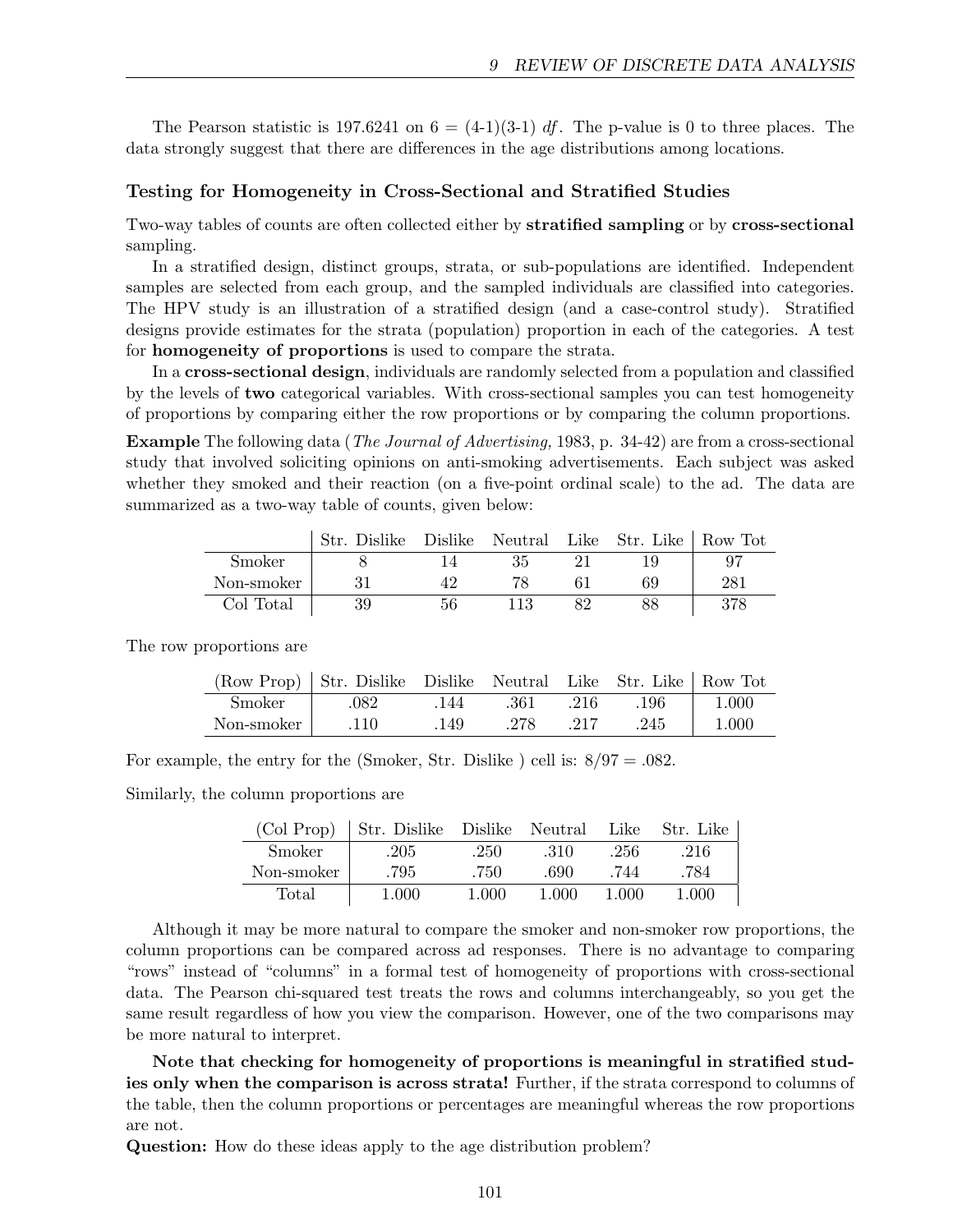The Pearson statistic is 197.6241 on $6 = (4\text{-}1)(3\text{-}1)$ *df*. The p-value is 0 to three places. The data strongly suggest that there are differences in the age distributions among locations.

### Testing for Homogeneity in Cross-Sectional and Stratified Studies

Two-way tables of counts are often collected either by **stratified sampling** or by **cross-sectional** sampling.

In a stratified design, distinct groups, strata, or sub-populations are identified. Independent samples are selected from each group, and the sampled individuals are classified into categories. The HPV study is an illustration of a stratified design (and a case-control study). Stratified designs provide estimates for the strata (population) proportion in each of the categories. A test for **homogeneity of proportions** is used to compare the strata.

In a **cross-sectional design**, individuals are randomly selected from a population and classified by the levels of **two** categorical variables. With cross-sectional samples you can test homogeneity of proportions by comparing either the row proportions or by comparing the column proportions.

**Example** The following data (*The Journal of Advertising,* 1983, p. 34-42) are from a cross-sectional study that involved soliciting opinions on anti-smoking advertisements. Each subject was asked whether they smoked and their reaction (on a five-point ordinal scale) to the ad. The data are summarized as a two-way table of counts, given below:

| | Str. Dislike | Dislike | Neutral | Like | Str. Like | Row Tot |
|---|---|---|---|---|---|---|
| Smoker | 8 | 14 | 35 | 21 | 19 | 97 |
| Non-smoker | 31 | 42 | 78 | 61 | 69 | 281 |
| Col Total | 39 | 56 | 113 | 82 | 88 | 378 |

The row proportions are

| (Row Prop) | Str. Dislike | Dislike | Neutral | Like | Str. Like | Row Tot |
|---|---|---|---|---|---|---|
| Smoker | .082 | .144 | .361 | .216 | .196 | 1.000 |
| Non-smoker | .110 | .149 | .278 | .217 | .245 | 1.000 |

For example, the entry for the (Smoker, Str. Dislike ) cell is: $8/97 = .082$.

Similarly, the column proportions are

| (Col Prop) | Str. Dislike | Dislike | Neutral | Like | Str. Like |
|---|---|---|---|---|---|
| Smoker | .205 | .250 | .310 | .256 | .216 |
| Non-smoker | .795 | .750 | .690 | .744 | .784 |
| Total | 1.000 | 1.000 | 1.000 | 1.000 | 1.000 |

Although it may be more natural to compare the smoker and non-smoker row proportions, the column proportions can be compared across ad responses. There is no advantage to comparing "rows" instead of "columns" in a formal test of homogeneity of proportions with cross-sectional data. The Pearson chi-squared test treats the rows and columns interchangeably, so you get the same result regardless of how you view the comparison. However, one of the two comparisons may be more natural to interpret.

**Note that checking for homogeneity of proportions is meaningful in stratified studies only when the comparison is across strata!** Further, if the strata correspond to columns of the table, then the column proportions or percentages are meaningful whereas the row proportions are not.

**Question:** How do these ideas apply to the age distribution problem?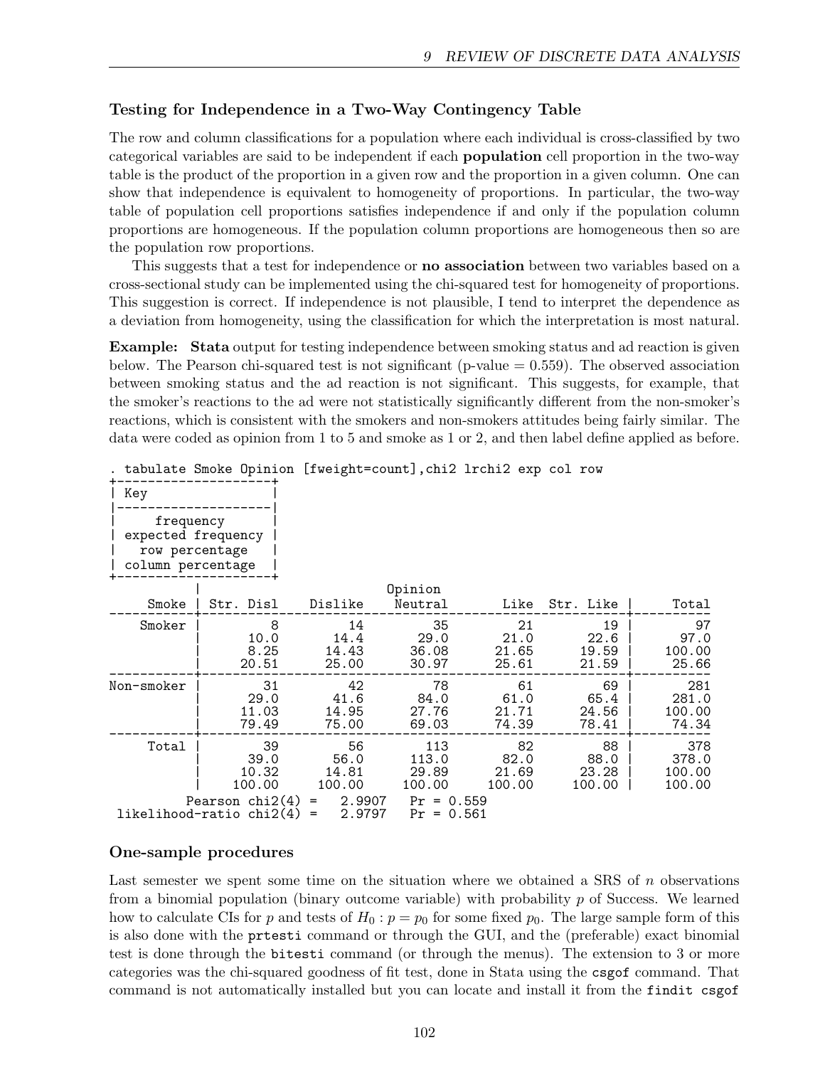### Testing for Independence in a Two-Way Contingency Table

The row and column classifications for a population where each individual is cross-classified by two categorical variables are said to be independent if each **population** cell proportion in the two-way table is the product of the proportion in a given row and the proportion in a given column. One can show that independence is equivalent to homogeneity of proportions. In particular, the two-way table of population cell proportions satisfies independence if and only if the population column proportions are homogeneous. If the population column proportions are homogeneous then so are the population row proportions.

This suggests that a test for independence or **no association** between two variables based on a cross-sectional study can be implemented using the chi-squared test for homogeneity of proportions. This suggestion is correct. If independence is not plausible, I tend to interpret the dependence as a deviation from homogeneity, using the classification for which the interpretation is most natural.

**Example: Stata** output for testing independence between smoking status and ad reaction is given below. The Pearson chi-squared test is not significant (p-value = 0.559). The observed association between smoking status and the ad reaction is not significant. This suggests, for example, that the smoker's reactions to the ad were not statistically significantly different from the non-smoker's reactions, which is consistent with the smokers and non-smokers attitudes being fairly similar. The data were coded as opinion from 1 to 5 and smoke as 1 or 2, and then label define applied as before.

```
. tabulate Smoke Opinion [fweight=count],chi2 lrchi2 exp col row
+--------------------+
| Key                |
|--------------------|
|     frequency      |
| expected frequency |
|   row percentage   |
| column percentage  |
+--------------------+

           |                         Opinion
     Smoke | Str. Disl    Dislike    Neutral       Like  Str. Like |     Total
-----------+-------------------------------------------------------+----------
    Smoker |         8         14         35         21         19 |        97
           |      10.0       14.4       29.0       21.0       22.6 |      97.0
           |      8.25      14.43      36.08      21.65      19.59 |    100.00
           |     20.51      25.00      30.97      25.61      21.59 |     25.66
-----------+-------------------------------------------------------+----------
Non-smoker |        31         42         78         61         69 |       281
           |      29.0       41.6       84.0       61.0       65.4 |     281.0
           |     11.03      14.95      27.76      21.71      24.56 |    100.00
           |     79.49      75.00      69.03      74.39      78.41 |     74.34
-----------+-------------------------------------------------------+----------
     Total |        39         56        113         82         88 |       378
           |      39.0       56.0      113.0       82.0       88.0 |     378.0
           |     10.32      14.81      29.89      21.69      23.28 |    100.00
           |    100.00     100.00     100.00     100.00     100.00 |    100.00
          Pearson chi2(4) =   2.9907   Pr = 0.559
 likelihood-ratio chi2(4) =   2.9797   Pr = 0.561
```

### One-sample procedures

Last semester we spent some time on the situation where we obtained a SRS of $n$ observations from a binomial population (binary outcome variable) with probability $p$ of Success. We learned how to calculate CIs for $p$ and tests of $H_0 : p = p_0$ for some fixed $p_0$. The large sample form of this is also done with the `prtesti` command or through the GUI, and the (preferable) exact binomial test is done through the `bitesti` command (or through the menus). The extension to 3 or more categories was the chi-squared goodness of fit test, done in Stata using the `csgof` command. That command is not automatically installed but you can locate and install it from the `findit csgof`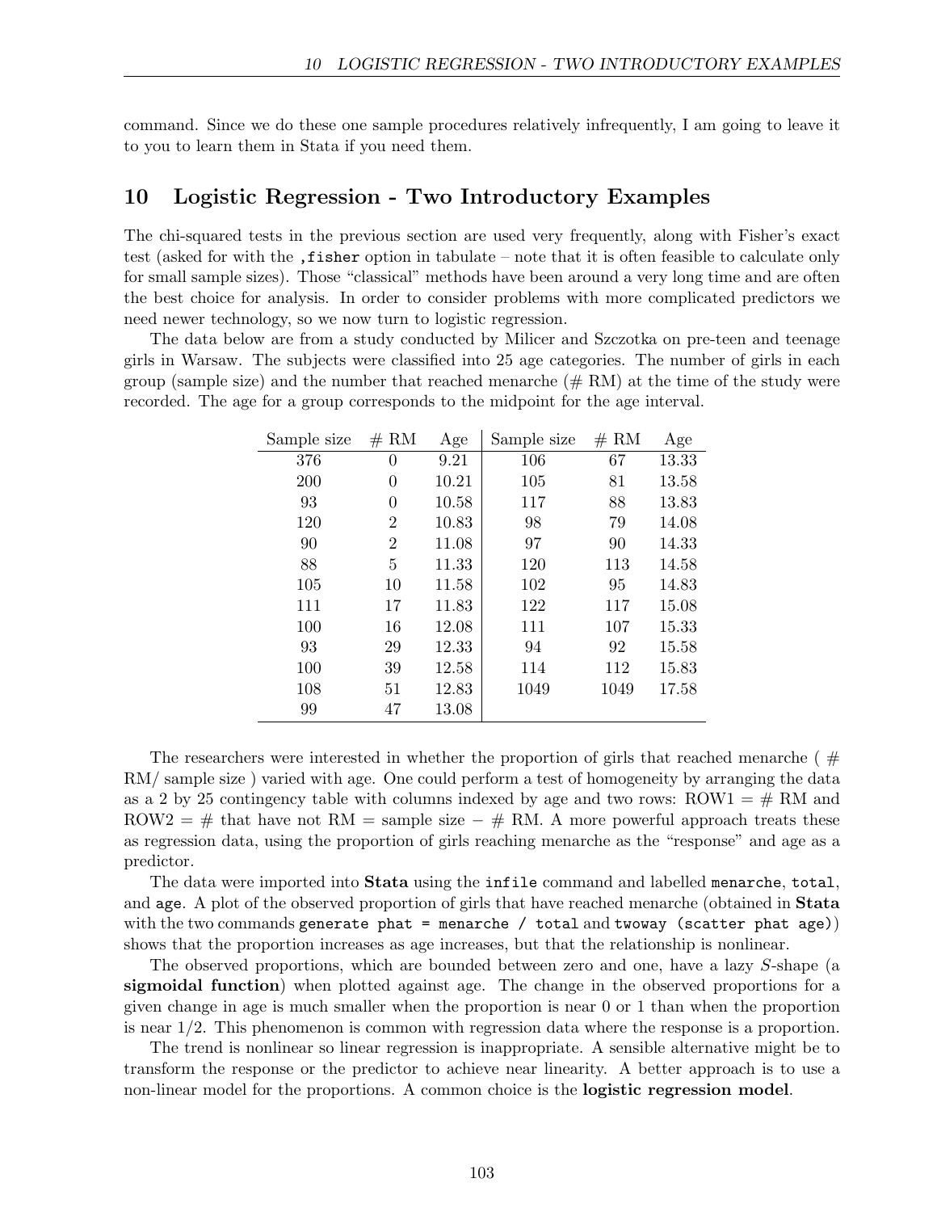command. Since we do these one sample procedures relatively infrequently, I am going to leave it to you to learn them in Stata if you need them.

## 10 Logistic Regression - Two Introductory Examples

The chi-squared tests in the previous section are used very frequently, along with Fisher's exact test (asked for with the `,fisher` option in tabulate – note that it is often feasible to calculate only for small sample sizes). Those "classical" methods have been around a very long time and are often the best choice for analysis. In order to consider problems with more complicated predictors we need newer technology, so we now turn to logistic regression.

The data below are from a study conducted by Milicer and Szczotka on pre-teen and teenage girls in Warsaw. The subjects were classified into 25 age categories. The number of girls in each group (sample size) and the number that reached menarche (# RM) at the time of the study were recorded. The age for a group corresponds to the midpoint for the age interval.

| Sample size | # RM | Age | Sample size | # RM | Age |
|---|---|---|---|---|---|
| 376 | 0 | 9.21 | 106 | 67 | 13.33 |
| 200 | 0 | 10.21 | 105 | 81 | 13.58 |
| 93 | 0 | 10.58 | 117 | 88 | 13.83 |
| 120 | 2 | 10.83 | 98 | 79 | 14.08 |
| 90 | 2 | 11.08 | 97 | 90 | 14.33 |
| 88 | 5 | 11.33 | 120 | 113 | 14.58 |
| 105 | 10 | 11.58 | 102 | 95 | 14.83 |
| 111 | 17 | 11.83 | 122 | 117 | 15.08 |
| 100 | 16 | 12.08 | 111 | 107 | 15.33 |
| 93 | 29 | 12.33 | 94 | 92 | 15.58 |
| 100 | 39 | 12.58 | 114 | 112 | 15.83 |
| 108 | 51 | 12.83 | 1049 | 1049 | 17.58 |
| 99 | 47 | 13.08 | | | |

The researchers were interested in whether the proportion of girls that reached menarche ( # RM/ sample size ) varied with age. One could perform a test of homogeneity by arranging the data as a 2 by 25 contingency table with columns indexed by age and two rows: ROW1 = # RM and ROW2 = # that have not RM = sample size − # RM. A more powerful approach treats these as regression data, using the proportion of girls reaching menarche as the "response" and age as a predictor.

The data were imported into **Stata** using the `infile` command and labelled `menarche`, `total`, and `age`. A plot of the observed proportion of girls that have reached menarche (obtained in **Stata** with the two commands `generate phat = menarche / total` and `twoway (scatter phat age)`) shows that the proportion increases as age increases, but that the relationship is nonlinear.

The observed proportions, which are bounded between zero and one, have a lazy *S*-shape (a **sigmoidal function**) when plotted against age. The change in the observed proportions for a given change in age is much smaller when the proportion is near 0 or 1 than when the proportion is near 1/2. This phenomenon is common with regression data where the response is a proportion.

The trend is nonlinear so linear regression is inappropriate. A sensible alternative might be to transform the response or the predictor to achieve near linearity. A better approach is to use a non-linear model for the proportions. A common choice is the **logistic regression model**.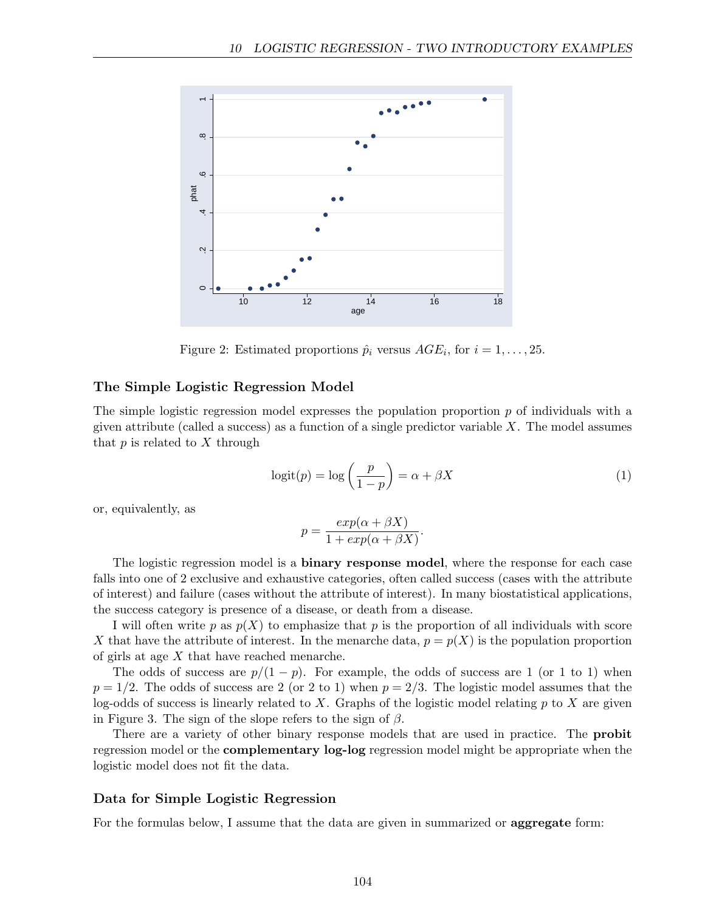phat

0
.2
.4
.6
.8
1

10
12
14
16
18

age

Figure 2: Estimated proportions $\hat{p}_i$ versus $AGE_i$, for $i = 1, \ldots, 25$.

### The Simple Logistic Regression Model

The simple logistic regression model expresses the population proportion $p$ of individuals with a given attribute (called a success) as a function of a single predictor variable $X$. The model assumes that $p$ is related to $X$ through

$$\text{logit}(p) = \log\left(\frac{p}{1-p}\right) = \alpha + \beta X \tag{1}$$

or, equivalently, as

$$p = \frac{exp(\alpha + \beta X)}{1 + exp(\alpha + \beta X)}.$$

The logistic regression model is a **binary response model**, where the response for each case falls into one of 2 exclusive and exhaustive categories, often called success (cases with the attribute of interest) and failure (cases without the attribute of interest). In many biostatistical applications, the success category is presence of a disease, or death from a disease.

I will often write $p$ as $p(X)$ to emphasize that $p$ is the proportion of all individuals with score $X$ that have the attribute of interest. In the menarche data, $p = p(X)$ is the population proportion of girls at age $X$ that have reached menarche.

The odds of success are $p/(1-p)$. For example, the odds of success are 1 (or 1 to 1) when $p = 1/2$. The odds of success are 2 (or 2 to 1) when $p = 2/3$. The logistic model assumes that the log-odds of success is linearly related to $X$. Graphs of the logistic model relating $p$ to $X$ are given in Figure 3. The sign of the slope refers to the sign of $\beta$.

There are a variety of other binary response models that are used in practice. The **probit** regression model or the **complementary log-log** regression model might be appropriate when the logistic model does not fit the data.

### Data for Simple Logistic Regression

For the formulas below, I assume that the data are given in summarized or **aggregate** form: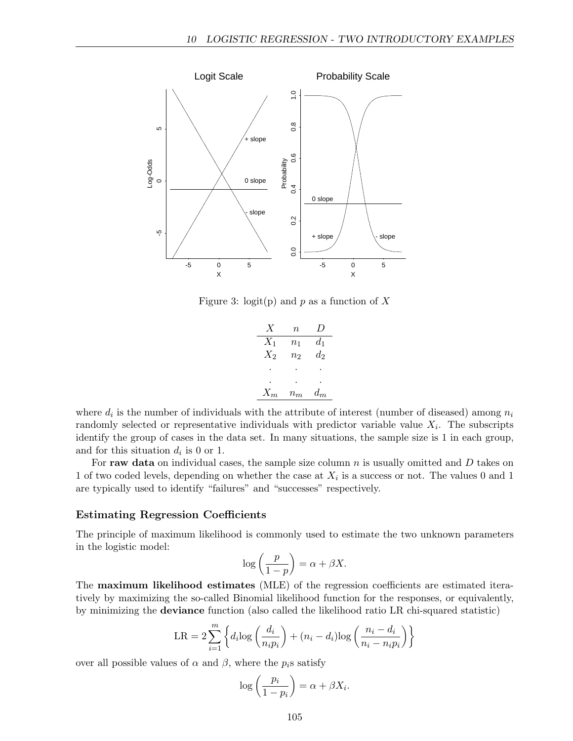Logit Scale

Log-Odds

5

0

-5

+ slope

0 slope

- slope

-5 0 5

X

Probability Scale

Probability

1.0

0.8

0.6

0.4

0.2

0.0

0 slope

+ slope

- slope

-5 0 5

X

Figure 3: logit(p) and $p$ as a function of $X$

| $X$ | $n$ | $D$ |
|---|---|---|
| $X_1$ | $n_1$ | $d_1$ |
| $X_2$ | $n_2$ | $d_2$ |
| . | . | . |
| . | . | . |
| $X_m$ | $n_m$ | $d_m$ |

where $d_i$ is the number of individuals with the attribute of interest (number of diseased) among $n_i$ randomly selected or representative individuals with predictor variable value $X_i$. The subscripts identify the group of cases in the data set. In many situations, the sample size is 1 in each group, and for this situation $d_i$ is 0 or 1.

For **raw data** on individual cases, the sample size column $n$ is usually omitted and $D$ takes on 1 of two coded levels, depending on whether the case at $X_i$ is a success or not. The values 0 and 1 are typically used to identify "failures" and "successes" respectively.

### Estimating Regression Coefficients

The principle of maximum likelihood is commonly used to estimate the two unknown parameters in the logistic model:

$$\log\left(\frac{p}{1-p}\right) = \alpha + \beta X.$$

The **maximum likelihood estimates** (MLE) of the regression coefficients are estimated iteratively by maximizing the so-called Binomial likelihood function for the responses, or equivalently, by minimizing the **deviance** function (also called the likelihood ratio LR chi-squared statistic)

$$\text{LR} = 2\sum_{i=1}^{m}\left\{d_i\log\left(\frac{d_i}{n_i p_i}\right) + (n_i - d_i)\log\left(\frac{n_i - d_i}{n_i - n_i p_i}\right)\right\}$$

over all possible values of $\alpha$ and $\beta$, where the $p_i$s satisfy

$$\log\left(\frac{p_i}{1-p_i}\right) = \alpha + \beta X_i.$$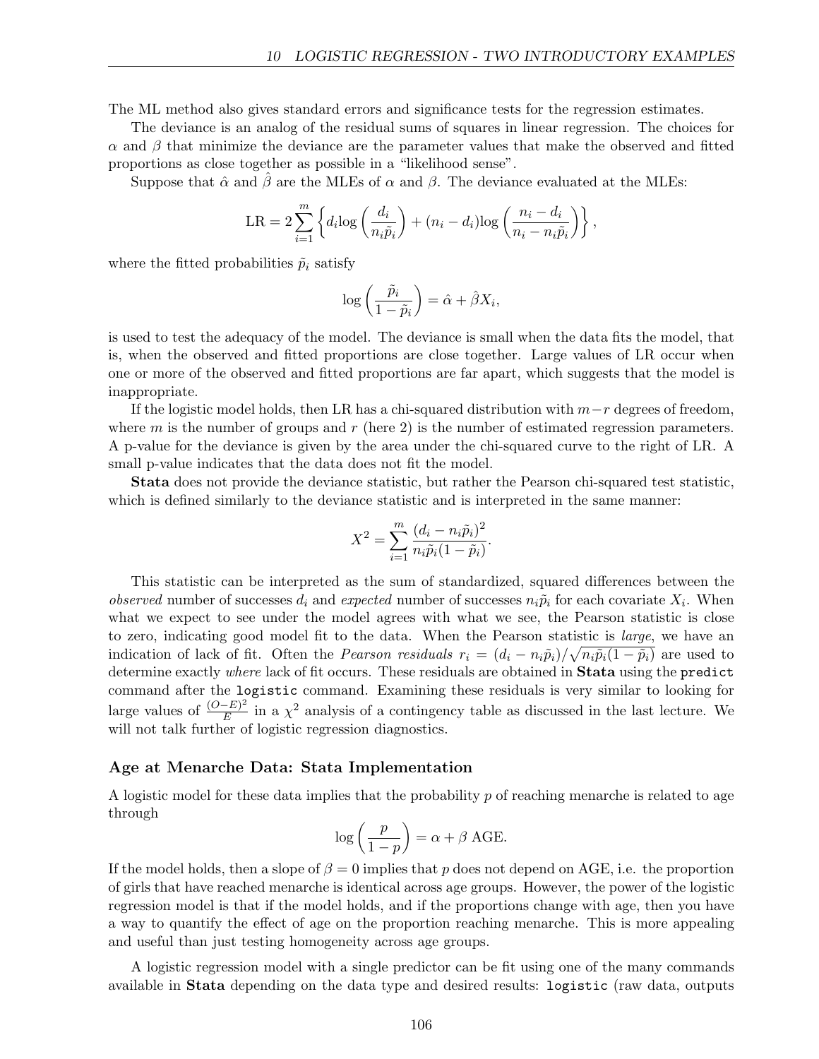The ML method also gives standard errors and significance tests for the regression estimates.

The deviance is an analog of the residual sums of squares in linear regression. The choices for $\alpha$ and $\beta$ that minimize the deviance are the parameter values that make the observed and fitted proportions as close together as possible in a "likelihood sense".

Suppose that $\hat{\alpha}$ and $\hat{\beta}$ are the MLEs of $\alpha$ and $\beta$. The deviance evaluated at the MLEs:

$$\text{LR} = 2\sum_{i=1}^{m}\left\{d_i\log\left(\frac{d_i}{n_i\tilde{p}_i}\right) + (n_i - d_i)\log\left(\frac{n_i - d_i}{n_i - n_i\tilde{p}_i}\right)\right\},$$

where the fitted probabilities $\tilde{p}_i$ satisfy

$$\log\left(\frac{\tilde{p}_i}{1-\tilde{p}_i}\right) = \hat{\alpha} + \hat{\beta}X_i,$$

is used to test the adequacy of the model. The deviance is small when the data fits the model, that is, when the observed and fitted proportions are close together. Large values of LR occur when one or more of the observed and fitted proportions are far apart, which suggests that the model is inappropriate.

If the logistic model holds, then LR has a chi-squared distribution with $m-r$ degrees of freedom, where $m$ is the number of groups and $r$ (here 2) is the number of estimated regression parameters. A p-value for the deviance is given by the area under the chi-squared curve to the right of LR. A small p-value indicates that the data does not fit the model.

**Stata** does not provide the deviance statistic, but rather the Pearson chi-squared test statistic, which is defined similarly to the deviance statistic and is interpreted in the same manner:

$$X^2 = \sum_{i=1}^{m}\frac{(d_i - n_i\tilde{p}_i)^2}{n_i\tilde{p}_i(1-\tilde{p}_i)}.$$

This statistic can be interpreted as the sum of standardized, squared differences between the *observed* number of successes $d_i$ and *expected* number of successes $n_i\tilde{p}_i$ for each covariate $X_i$. When what we expect to see under the model agrees with what we see, the Pearson statistic is close to zero, indicating good model fit to the data. When the Pearson statistic is *large*, we have an indication of lack of fit. Often the *Pearson residuals* $r_i = (d_i - n_i\tilde{p}_i)/\sqrt{n_i\tilde{p}_i(1-\tilde{p}_i)}$ are used to determine exactly *where* lack of fit occurs. These residuals are obtained in **Stata** using the `predict` command after the `logistic` command. Examining these residuals is very similar to looking for large values of $\frac{(O-E)^2}{E}$ in a $\chi^2$ analysis of a contingency table as discussed in the last lecture. We will not talk further of logistic regression diagnostics.

### Age at Menarche Data: Stata Implementation

A logistic model for these data implies that the probability $p$ of reaching menarche is related to age through

$$\log\left(\frac{p}{1-p}\right) = \alpha + \beta\ \text{AGE}.$$

If the model holds, then a slope of $\beta = 0$ implies that $p$ does not depend on AGE, i.e. the proportion of girls that have reached menarche is identical across age groups. However, the power of the logistic regression model is that if the model holds, and if the proportions change with age, then you have a way to quantify the effect of age on the proportion reaching menarche. This is more appealing and useful than just testing homogeneity across age groups.

A logistic regression model with a single predictor can be fit using one of the many commands available in **Stata** depending on the data type and desired results: `logistic` (raw data, outputs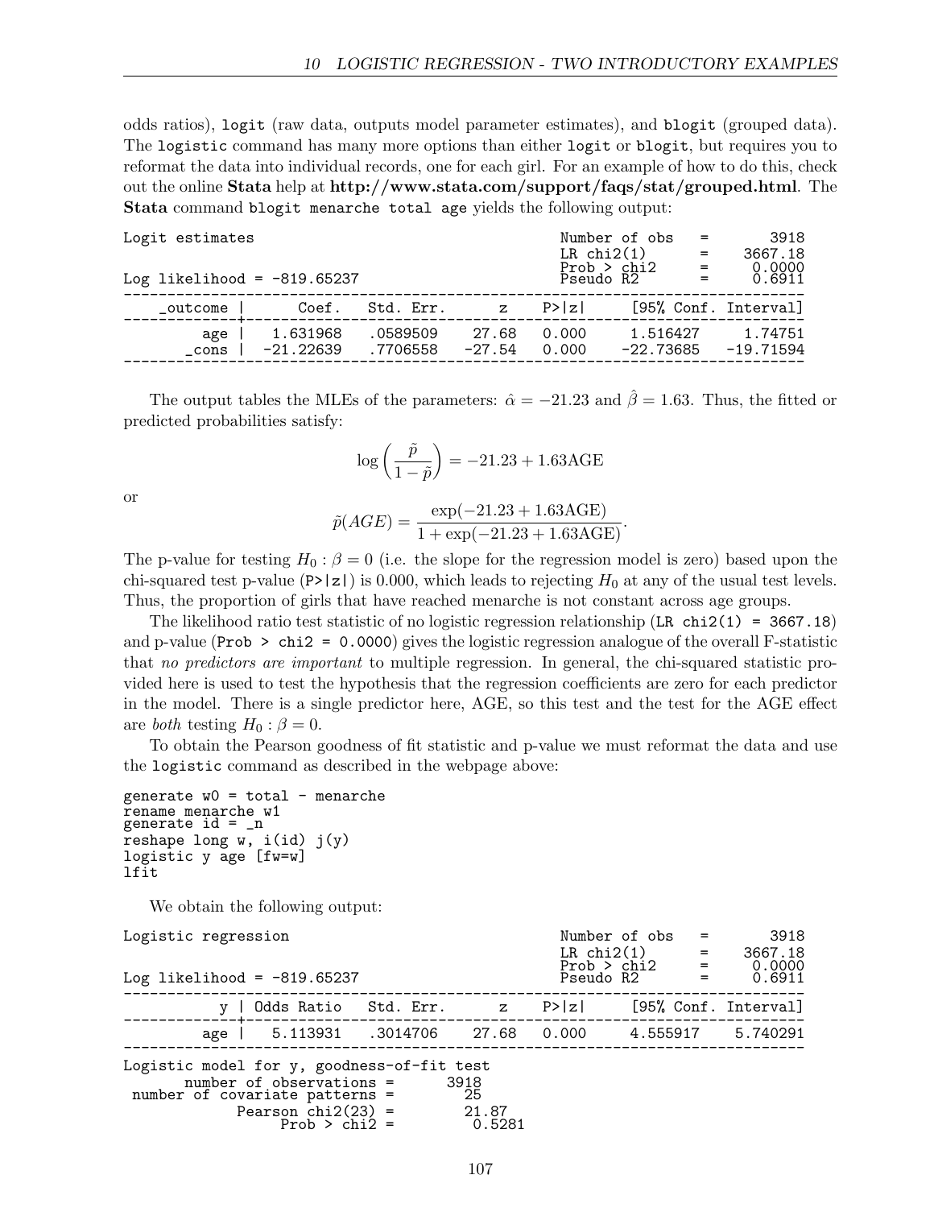odds ratios), `logit` (raw data, outputs model parameter estimates), and `blogit` (grouped data). The `logistic` command has many more options than either `logit` or `blogit`, but requires you to reformat the data into individual records, one for each girl. For an example of how to do this, check out the online **Stata** help at **http://www.stata.com/support/faqs/stat/grouped.html**. The **Stata** command `blogit menarche total age` yields the following output:

```
Logit estimates                                   Number of obs   =       3918
                                                  LR chi2(1)      =    3667.18
                                                  Prob > chi2     =     0.0000
Log likelihood = -819.65237                       Pseudo R2       =     0.6911
------------------------------------------------------------------------------
    _outcome |      Coef.   Std. Err.      z    P>|z|     [95% Conf. Interval]
-------------+----------------------------------------------------------------
         age |   1.631968   .0589509    27.68   0.000     1.516427     1.74751
       _cons |  -21.22639   .7706558   -27.54   0.000    -22.73685   -19.71594
------------------------------------------------------------------------------
```

The output tables the MLEs of the parameters: $\hat{\alpha} = -21.23$ and $\hat{\beta} = 1.63$. Thus, the fitted or predicted probabilities satisfy:

$$\log\left(\frac{\tilde{p}}{1-\tilde{p}}\right) = -21.23 + 1.63\text{AGE}$$

or

$$\tilde{p}(AGE) = \frac{\exp(-21.23 + 1.63\text{AGE})}{1 + \exp(-21.23 + 1.63\text{AGE})}.$$

The p-value for testing $H_0 : \beta = 0$ (i.e. the slope for the regression model is zero) based upon the chi-squared test p-value (`P>|z|`) is 0.000, which leads to rejecting $H_0$ at any of the usual test levels. Thus, the proportion of girls that have reached menarche is not constant across age groups.

The likelihood ratio test statistic of no logistic regression relationship (`LR chi2(1) = 3667.18`) and p-value (`Prob > chi2 = 0.0000`) gives the logistic regression analogue of the overall F-statistic that *no predictors are important* to multiple regression. In general, the chi-squared statistic provided here is used to test the hypothesis that the regression coefficients are zero for each predictor in the model. There is a single predictor here, AGE, so this test and the test for the AGE effect are *both* testing $H_0 : \beta = 0$.

To obtain the Pearson goodness of fit statistic and p-value we must reformat the data and use the `logistic` command as described in the webpage above:

```
generate w0 = total - menarche
rename menarche w1
generate id = _n
reshape long w, i(id) j(y)
logistic y age [fw=w]
lfit
```

We obtain the following output:

```
Logistic regression                               Number of obs   =       3918
                                                  LR chi2(1)      =    3667.18
                                                  Prob > chi2     =     0.0000
Log likelihood = -819.65237                       Pseudo R2       =     0.6911
------------------------------------------------------------------------------
           y | Odds Ratio   Std. Err.      z    P>|z|     [95% Conf. Interval]
-------------+----------------------------------------------------------------
         age |   5.113931   .3014706    27.68   0.000     4.555917    5.740291
------------------------------------------------------------------------------
Logistic model for y, goodness-of-fit test
       number of observations =      3918
 number of covariate patterns =        25
            Pearson chi2(23) =        21.87
                 Prob > chi2 =        0.5281
```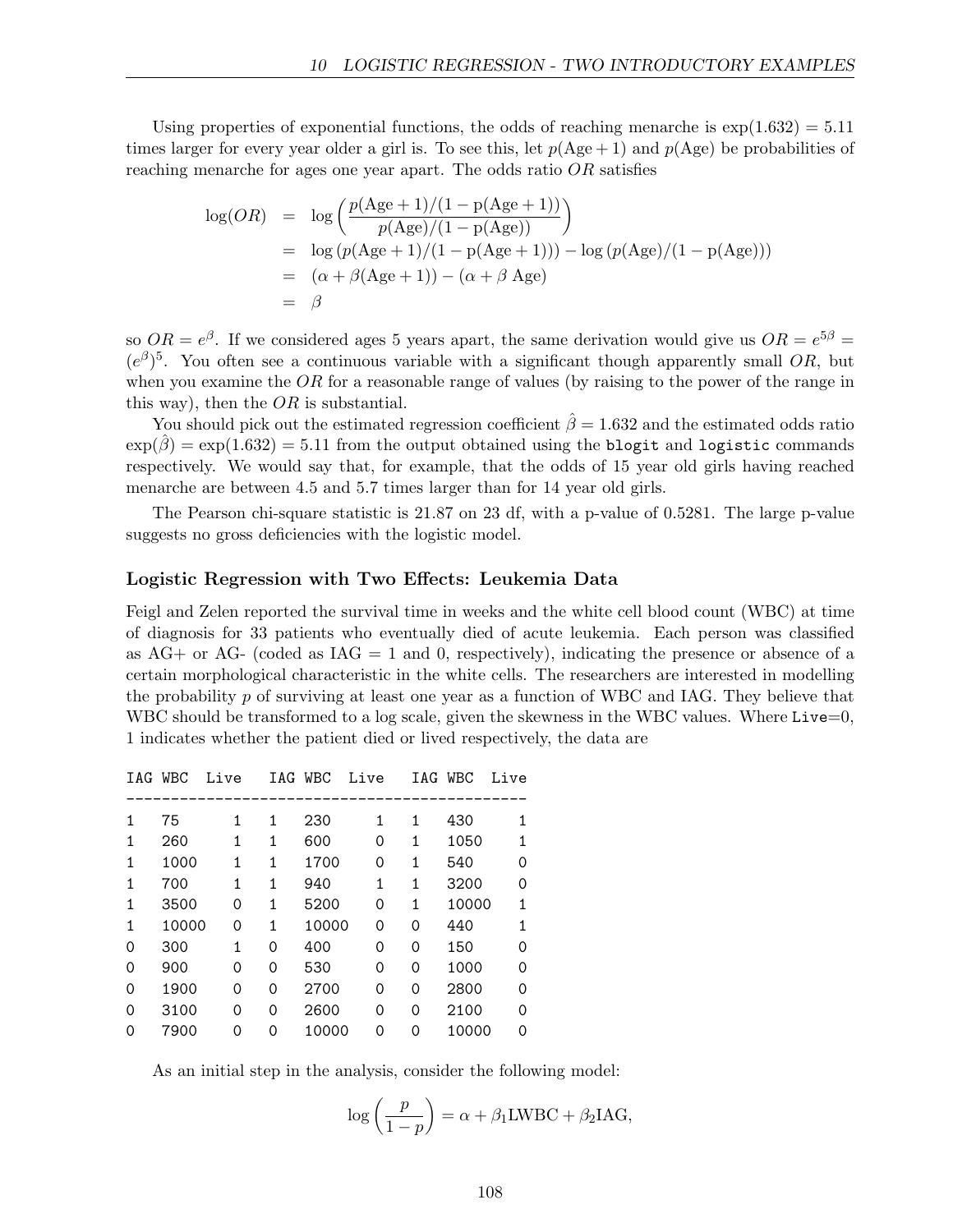Using properties of exponential functions, the odds of reaching menarche is $\exp(1.632) = 5.11$ times larger for every year older a girl is. To see this, let $p(\text{Age}+1)$ and $p(\text{Age})$ be probabilities of reaching menarche for ages one year apart. The odds ratio $OR$ satisfies

$$
\begin{aligned}
\log(OR) &= \log\left(\frac{p(\text{Age}+1)/(1-\text{p}(\text{Age}+1))}{p(\text{Age})/(1-\text{p}(\text{Age}))}\right) \\
&= \log\left(p(\text{Age}+1)/(1-\text{p}(\text{Age}+1))\right) - \log\left(p(\text{Age})/(1-\text{p}(\text{Age}))\right) \\
&= (\alpha + \beta(\text{Age}+1)) - (\alpha + \beta\ \text{Age}) \\
&= \beta
\end{aligned}
$$

so $OR = e^{\beta}$. If we considered ages 5 years apart, the same derivation would give us $OR = e^{5\beta} = (e^{\beta})^5$. You often see a continuous variable with a significant though apparently small $OR$, but when you examine the $OR$ for a reasonable range of values (by raising to the power of the range in this way), then the $OR$ is substantial.

You should pick out the estimated regression coefficient $\hat{\beta} = 1.632$ and the estimated odds ratio $\exp(\hat{\beta}) = \exp(1.632) = 5.11$ from the output obtained using the `blogit` and `logistic` commands respectively. We would say that, for example, that the odds of 15 year old girls having reached menarche are between 4.5 and 5.7 times larger than for 14 year old girls.

The Pearson chi-square statistic is 21.87 on 23 df, with a p-value of 0.5281. The large p-value suggests no gross deficiencies with the logistic model.

### Logistic Regression with Two Effects: Leukemia Data

Feigl and Zelen reported the survival time in weeks and the white cell blood count (WBC) at time of diagnosis for 33 patients who eventually died of acute leukemia. Each person was classified as AG+ or AG- (coded as IAG = 1 and 0, respectively), indicating the presence or absence of a certain morphological characteristic in the white cells. The researchers are interested in modelling the probability $p$ of surviving at least one year as a function of WBC and IAG. They believe that WBC should be transformed to a log scale, given the skewness in the WBC values. Where `Live`=0, 1 indicates whether the patient died or lived respectively, the data are

```
IAG WBC   Live    IAG WBC   Live    IAG WBC   Live
--------------------------------------------------
1   75      1     1   230     1     1   430     1
1   260     1     1   600     0     1   1050    1
1   1000    1     1   1700    0     1   540     0
1   700     1     1   940     1     1   3200    0
1   3500    0     1   5200    0     1   10000   1
1   10000   0     1   10000   0     0   440     1
0   300     1     0   400     0     0   150     0
0   900     0     0   530     0     0   1000    0
0   1900    0     0   2700    0     0   2800    0
0   3100    0     0   2600    0     0   2100    0
0   7900    0     0   10000   0     0   10000   0
```

As an initial step in the analysis, consider the following model:

$$
\log\left(\frac{p}{1-p}\right) = \alpha + \beta_1 \text{LWBC} + \beta_2 \text{IAG},
$$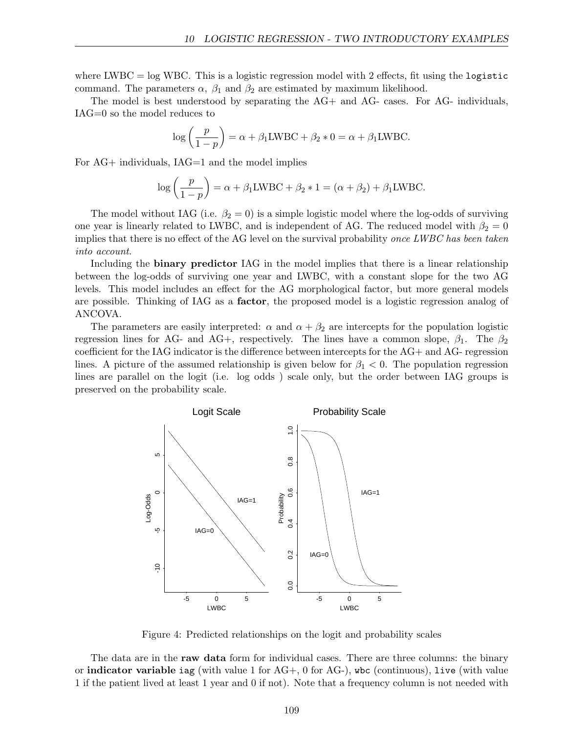where LWBC = log WBC. This is a logistic regression model with 2 effects, fit using the `logistic` command. The parameters $\alpha$, $\beta_1$ and $\beta_2$ are estimated by maximum likelihood.

The model is best understood by separating the AG+ and AG- cases. For AG- individuals, IAG=0 so the model reduces to

$$\log\left(\frac{p}{1-p}\right) = \alpha + \beta_1 \text{LWBC} + \beta_2 * 0 = \alpha + \beta_1 \text{LWBC}.$$

For AG+ individuals, IAG=1 and the model implies

$$\log\left(\frac{p}{1-p}\right) = \alpha + \beta_1 \text{LWBC} + \beta_2 * 1 = (\alpha + \beta_2) + \beta_1 \text{LWBC}.$$

The model without IAG (i.e. $\beta_2 = 0$) is a simple logistic model where the log-odds of surviving one year is linearly related to LWBC, and is independent of AG. The reduced model with $\beta_2 = 0$ implies that there is no effect of the AG level on the survival probability *once LWBC has been taken into account*.

Including the **binary predictor** IAG in the model implies that there is a linear relationship between the log-odds of surviving one year and LWBC, with a constant slope for the two AG levels. This model includes an effect for the AG morphological factor, but more general models are possible. Thinking of IAG as a **factor**, the proposed model is a logistic regression analog of ANCOVA.

The parameters are easily interpreted: $\alpha$ and $\alpha + \beta_2$ are intercepts for the population logistic regression lines for AG- and AG+, respectively. The lines have a common slope, $\beta_1$. The $\beta_2$ coefficient for the IAG indicator is the difference between intercepts for the AG+ and AG- regression lines. A picture of the assumed relationship is given below for $\beta_1 < 0$. The population regression lines are parallel on the logit (i.e. log odds ) scale only, but the order between IAG groups is preserved on the probability scale.

Logit Scale

Log-Odds

5
0
-5
-10

IAG=1
IAG=0

-5 0 5

LWBC

Probability Scale

Probability

1.0
0.8
0.6
0.4
0.2
0.0

IAG=1
IAG=0

-5 0 5

LWBC

Figure 4: Predicted relationships on the logit and probability scales

The data are in the **raw data** form for individual cases. There are three columns: the binary or **indicator variable** `iag` (with value 1 for AG+, 0 for AG-), `wbc` (continuous), `live` (with value 1 if the patient lived at least 1 year and 0 if not). Note that a frequency column is not needed with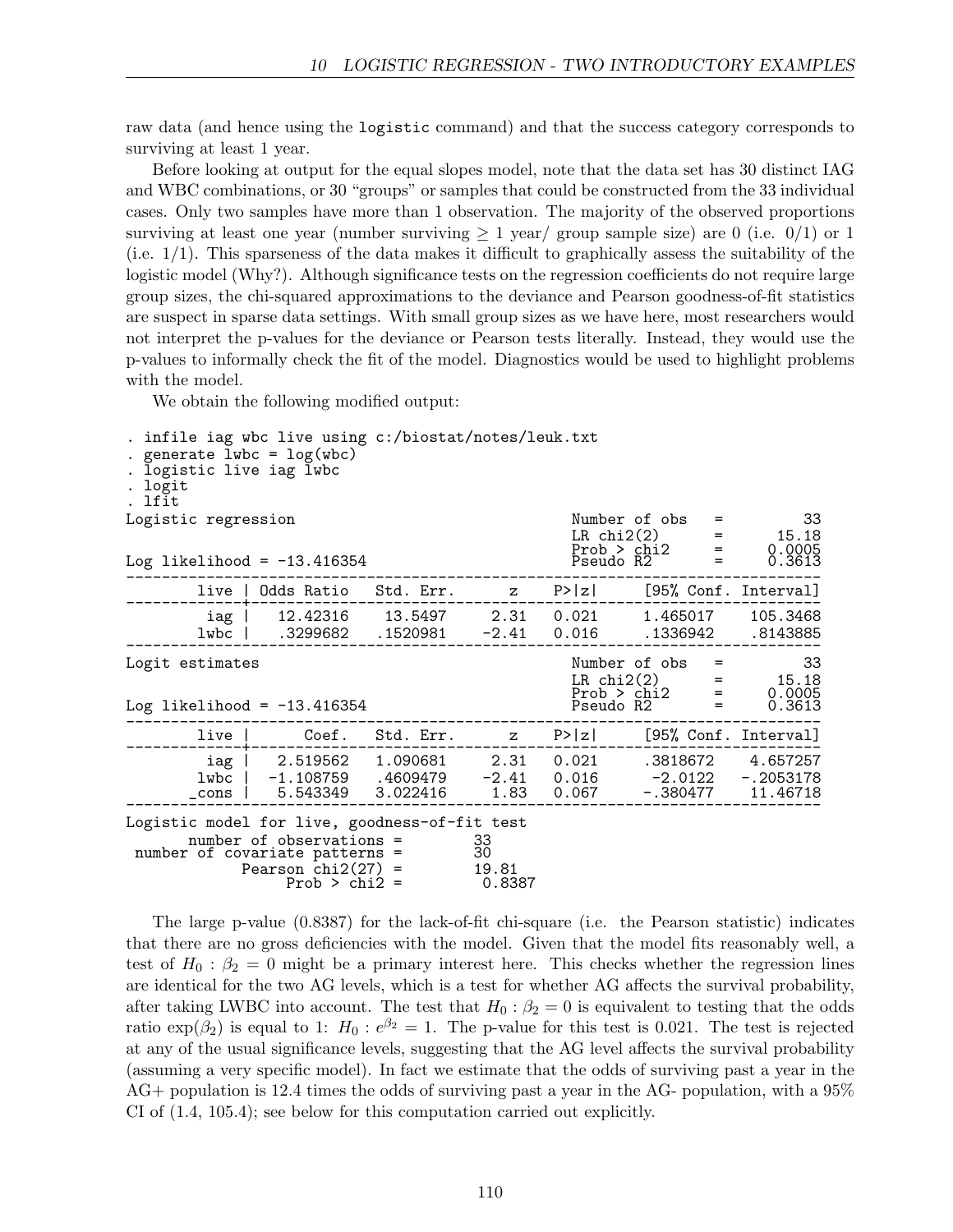raw data (and hence using the `logistic` command) and that the success category corresponds to surviving at least 1 year.

Before looking at output for the equal slopes model, note that the data set has 30 distinct IAG and WBC combinations, or 30 "groups" or samples that could be constructed from the 33 individual cases. Only two samples have more than 1 observation. The majority of the observed proportions surviving at least one year (number surviving $\geq$ 1 year/ group sample size) are 0 (i.e. 0/1) or 1 (i.e. 1/1). This sparseness of the data makes it difficult to graphically assess the suitability of the logistic model (Why?). Although significance tests on the regression coefficients do not require large group sizes, the chi-squared approximations to the deviance and Pearson goodness-of-fit statistics are suspect in sparse data settings. With small group sizes as we have here, most researchers would not interpret the p-values for the deviance or Pearson tests literally. Instead, they would use the p-values to informally check the fit of the model. Diagnostics would be used to highlight problems with the model.

We obtain the following modified output:

```
. infile iag wbc live using c:/biostat/notes/leuk.txt
. generate lwbc = log(wbc)
. logistic live iag lwbc
. logit
. lfit
Logistic regression                               Number of obs   =         33
                                                  LR chi2(2)      =      15.18
                                                  Prob > chi2     =     0.0005
Log likelihood = -13.416354                       Pseudo R2       =     0.3613
------------------------------------------------------------------------------
        live | Odds Ratio   Std. Err.      z    P>|z|     [95% Conf. Interval]
-------------+----------------------------------------------------------------
         iag |   12.42316    13.5497     2.31   0.021     1.465017    105.3468
        lwbc |   .3299682   .1520981    -2.41   0.016     .1336942    .8143885
------------------------------------------------------------------------------
Logit estimates                                   Number of obs   =         33
                                                  LR chi2(2)      =      15.18
                                                  Prob > chi2     =     0.0005
Log likelihood = -13.416354                       Pseudo R2       =     0.3613
------------------------------------------------------------------------------
        live |      Coef.   Std. Err.      z    P>|z|     [95% Conf. Interval]
-------------+----------------------------------------------------------------
         iag |   2.519562   1.090681     2.31   0.021     .3818672    4.657257
        lwbc |  -1.108759   .4609479    -2.41   0.016      -2.0122   -.2053178
       _cons |   5.543349   3.022416     1.83   0.067     -.380477    11.46718
------------------------------------------------------------------------------
Logistic model for live, goodness-of-fit test
       number of observations =        33
 number of covariate patterns =        30
             Pearson chi2(27) =        19.81
                  Prob > chi2 =         0.8387
```

The large p-value (0.8387) for the lack-of-fit chi-square (i.e. the Pearson statistic) indicates that there are no gross deficiencies with the model. Given that the model fits reasonably well, a test of $H_0 : \beta_2 = 0$ might be a primary interest here. This checks whether the regression lines are identical for the two AG levels, which is a test for whether AG affects the survival probability, after taking LWBC into account. The test that $H_0 : \beta_2 = 0$ is equivalent to testing that the odds ratio $\exp(\beta_2)$ is equal to 1: $H_0 : e^{\beta_2} = 1$. The p-value for this test is 0.021. The test is rejected at any of the usual significance levels, suggesting that the AG level affects the survival probability (assuming a very specific model). In fact we estimate that the odds of surviving past a year in the AG+ population is 12.4 times the odds of surviving past a year in the AG- population, with a 95% CI of (1.4, 105.4); see below for this computation carried out explicitly.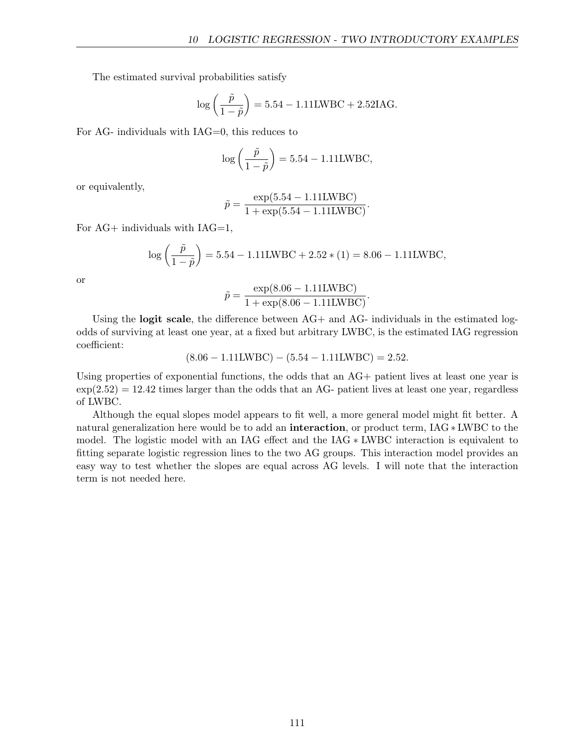The estimated survival probabilities satisfy

$$\log\left(\frac{\tilde{p}}{1-\tilde{p}}\right) = 5.54 - 1.11\text{LWBC} + 2.52\text{IAG}.$$

For AG- individuals with IAG=0, this reduces to

$$\log\left(\frac{\tilde{p}}{1-\tilde{p}}\right) = 5.54 - 1.11\text{LWBC},$$

or equivalently,

$$\tilde{p} = \frac{\exp(5.54 - 1.11\text{LWBC})}{1 + \exp(5.54 - 1.11\text{LWBC})}.$$

For AG+ individuals with IAG=1,

$$\log\left(\frac{\tilde{p}}{1-\tilde{p}}\right) = 5.54 - 1.11\text{LWBC} + 2.52 * (1) = 8.06 - 1.11\text{LWBC},$$

or

$$\tilde{p} = \frac{\exp(8.06 - 1.11\text{LWBC})}{1 + \exp(8.06 - 1.11\text{LWBC})}.$$

Using the **logit scale**, the difference between AG+ and AG- individuals in the estimated log-odds of surviving at least one year, at a fixed but arbitrary LWBC, is the estimated IAG regression coefficient:

$$(8.06 - 1.11\text{LWBC}) - (5.54 - 1.11\text{LWBC}) = 2.52.$$

Using properties of exponential functions, the odds that an AG+ patient lives at least one year is $\exp(2.52) = 12.42$ times larger than the odds that an AG- patient lives at least one year, regardless of LWBC.

Although the equal slopes model appears to fit well, a more general model might fit better. A natural generalization here would be to add an **interaction**, or product term, IAG * LWBC to the model. The logistic model with an IAG effect and the IAG * LWBC interaction is equivalent to fitting separate logistic regression lines to the two AG groups. This interaction model provides an easy way to test whether the slopes are equal across AG levels. I will note that the interaction term is not needed here.